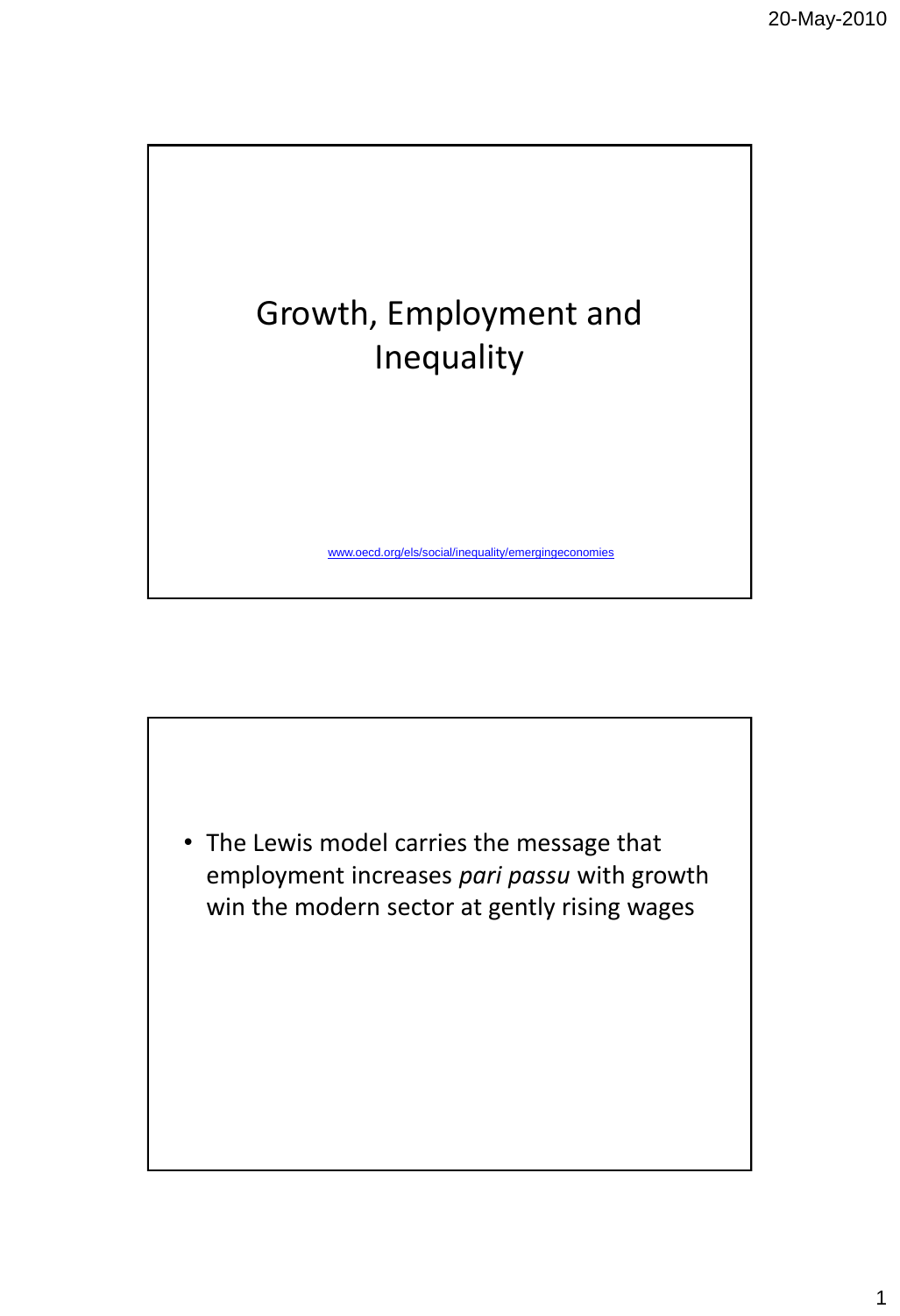# Growth, Employment and Inequality

www.oecd.org/els/social/inequality/emergingeconomies

- The Lewis model carries the message that employment increases *pari passu* with growth win the modern sector at gently rising wages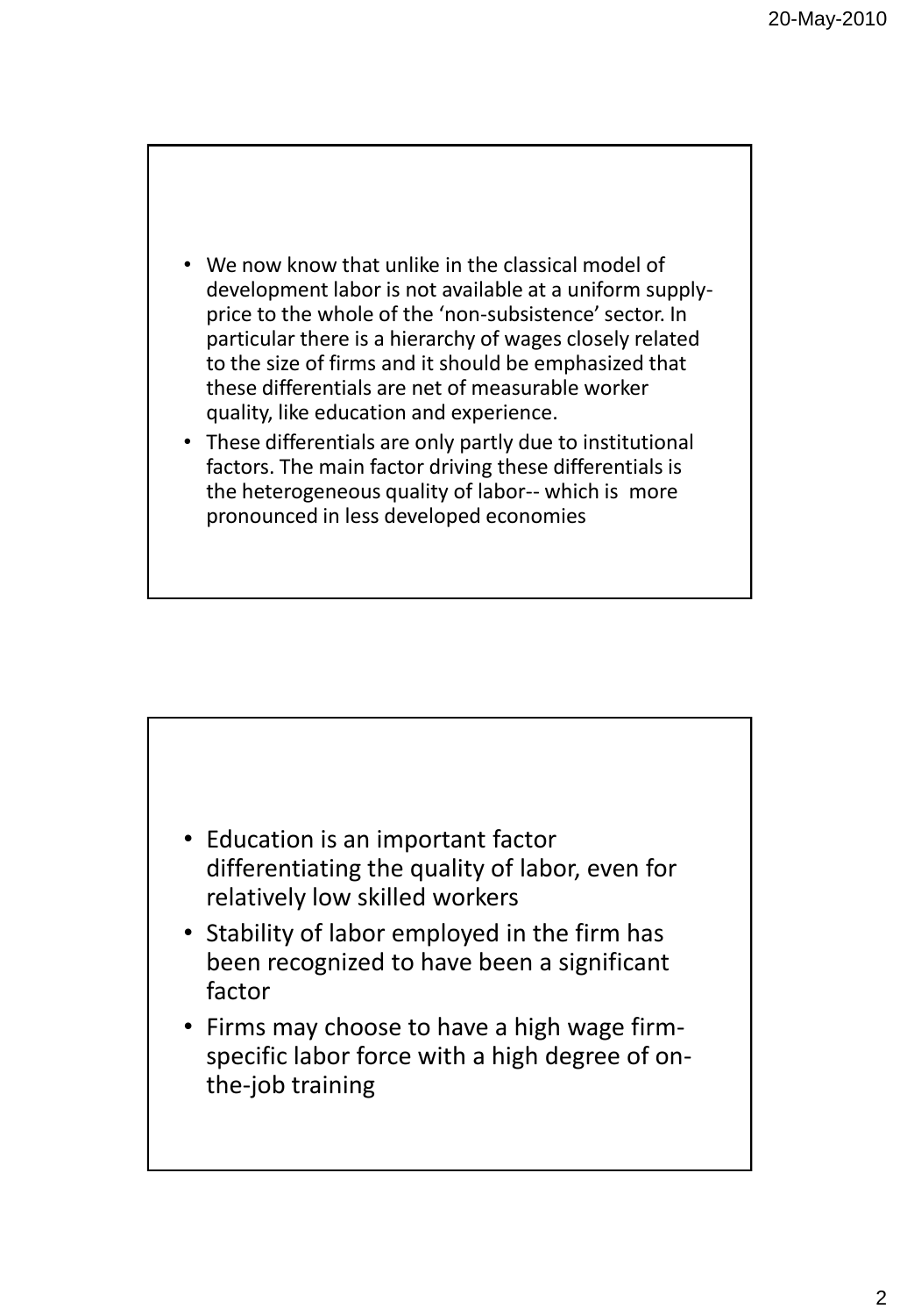- We now know that unlike in the classical model of development labor is not available at a uniform supply-price to the whole of the 'non-subsistence' sector. In particular there is a hierarchy of wages closely related to the size of firms and it should be emphasized that these differentials are net of measurable worker quality, like education and experience.
- These differentials are only partly due to institutional factors. The main factor driving these differentials is the heterogeneous quality of labor-- which is more pronounced in less developed economies

---

- Education is an important factor differentiating the quality of labor, even for relatively low skilled workers
- Stability of labor employed in the firm has been recognized to have been a significant factor
- Firms may choose to have a high wage firm-specific labor force with a high degree of on-the-job training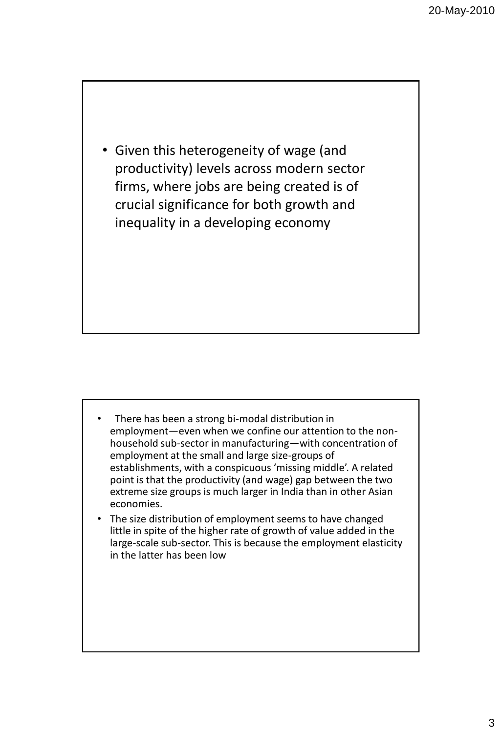- Given this heterogeneity of wage (and productivity) levels across modern sector firms, where jobs are being created is of crucial significance for both growth and inequality in a developing economy

- There has been a strong bi-modal distribution in employment—even when we confine our attention to the non-household sub-sector in manufacturing—with concentration of employment at the small and large size-groups of establishments, with a conspicuous 'missing middle'. A related point is that the productivity (and wage) gap between the two extreme size groups is much larger in India than in other Asian economies.
- The size distribution of employment seems to have changed little in spite of the higher rate of growth of value added in the large-scale sub-sector. This is because the employment elasticity in the latter has been low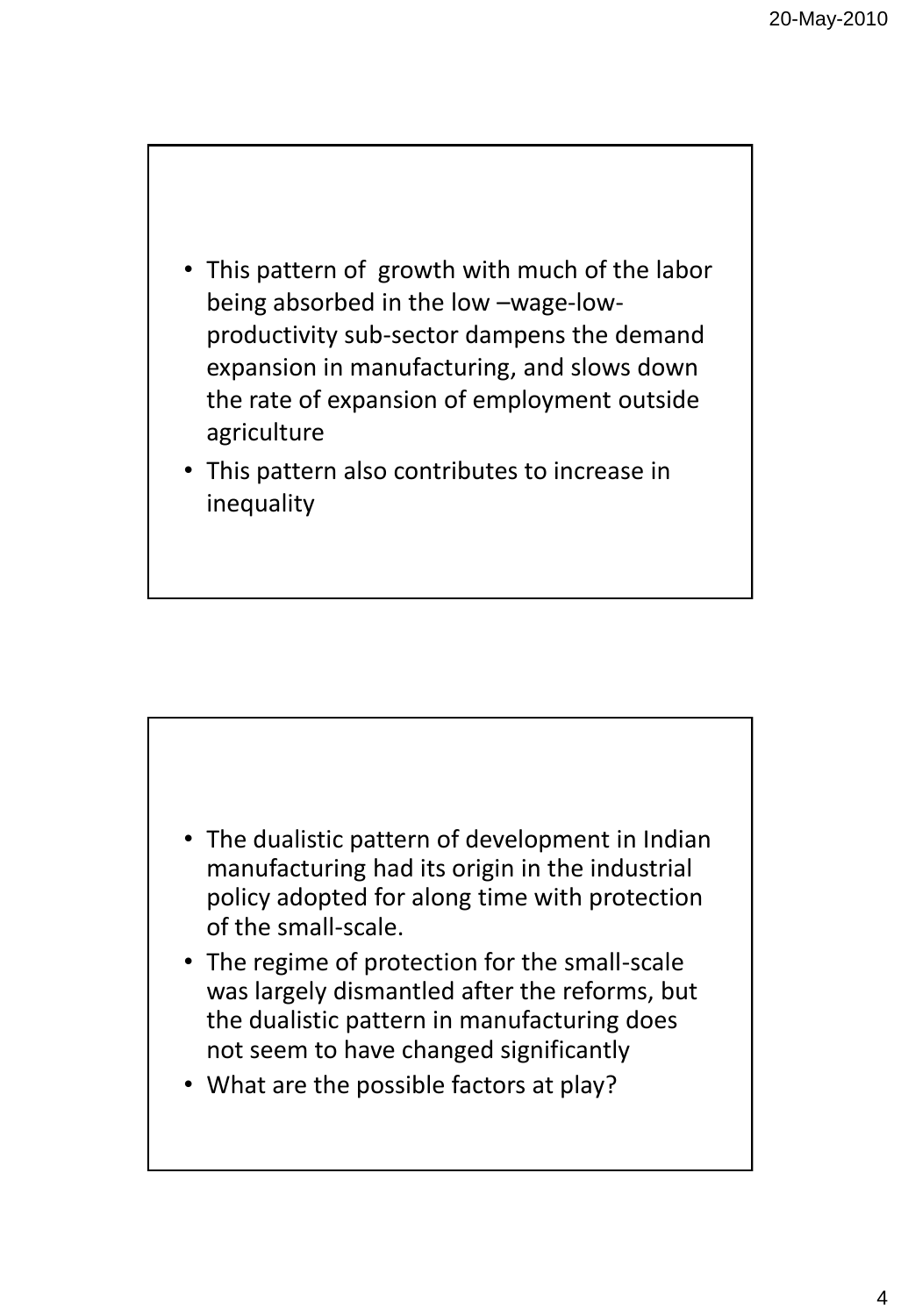- This pattern of growth with much of the labor being absorbed in the low –wage-low-productivity sub-sector dampens the demand expansion in manufacturing, and slows down the rate of expansion of employment outside agriculture
- This pattern also contributes to increase in inequality

- The dualistic pattern of development in Indian manufacturing had its origin in the industrial policy adopted for along time with protection of the small-scale.
- The regime of protection for the small-scale was largely dismantled after the reforms, but the dualistic pattern in manufacturing does not seem to have changed significantly
- What are the possible factors at play?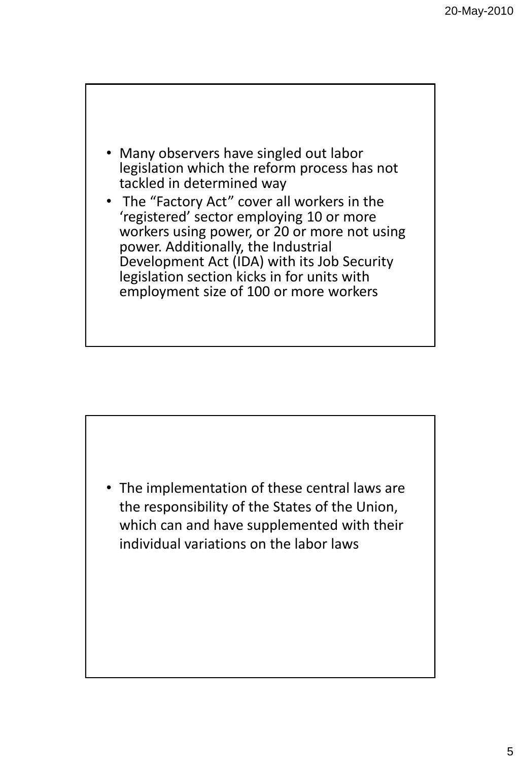- Many observers have singled out labor legislation which the reform process has not tackled in determined way
- The "Factory Act" cover all workers in the 'registered' sector employing 10 or more workers using power, or 20 or more not using power. Additionally, the Industrial Development Act (IDA) with its Job Security legislation section kicks in for units with employment size of 100 or more workers

- The implementation of these central laws are the responsibility of the States of the Union, which can and have supplemented with their individual variations on the labor laws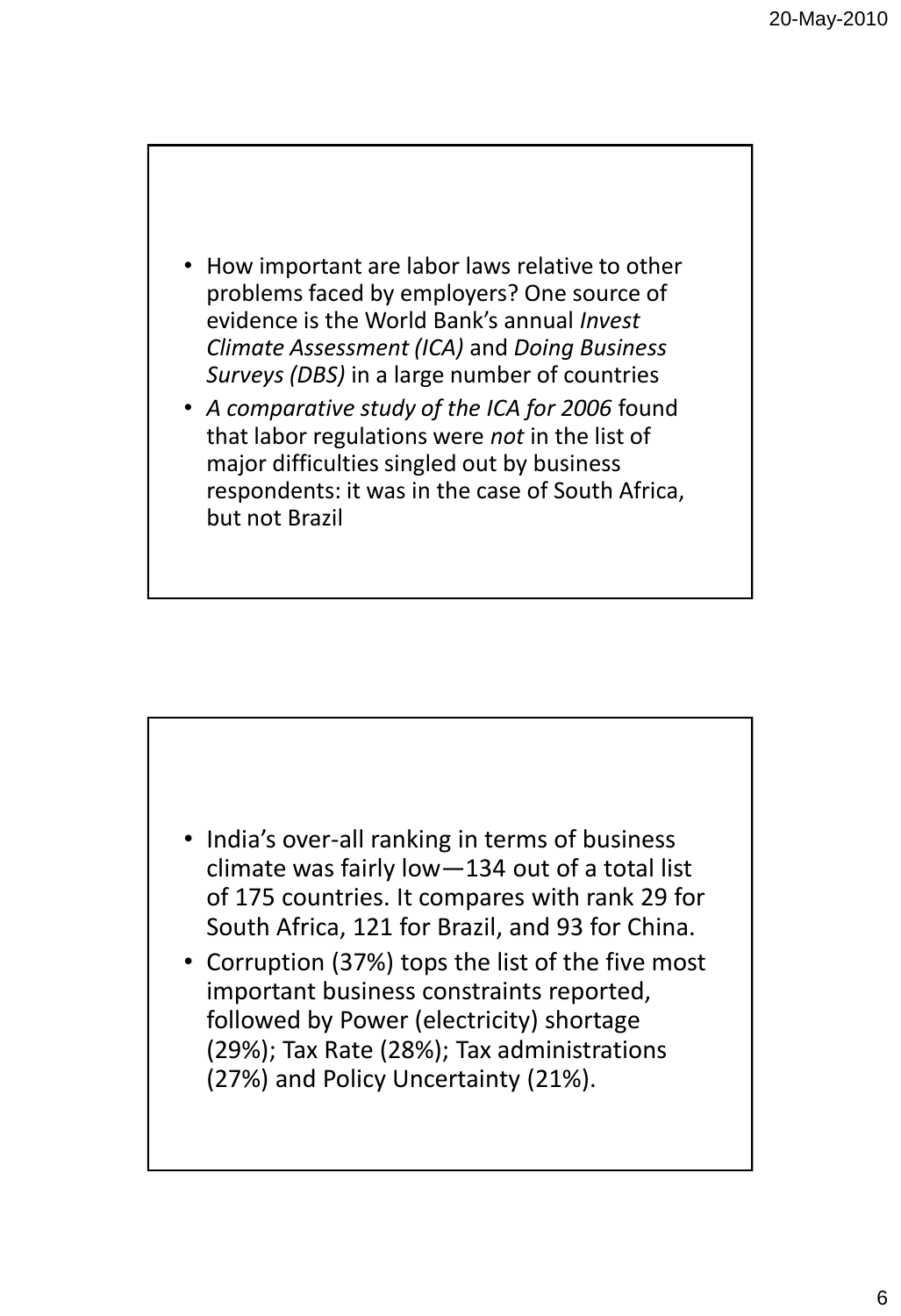- How important are labor laws relative to other problems faced by employers? One source of evidence is the World Bank's annual *Invest Climate Assessment (ICA)* and *Doing Business Surveys (DBS)* in a large number of countries
- *A comparative study of the ICA for 2006* found that labor regulations were *not* in the list of major difficulties singled out by business respondents: it was in the case of South Africa, but not Brazil

- India's over-all ranking in terms of business climate was fairly low—134 out of a total list of 175 countries. It compares with rank 29 for South Africa, 121 for Brazil, and 93 for China.
- Corruption (37%) tops the list of the five most important business constraints reported, followed by Power (electricity) shortage (29%); Tax Rate (28%); Tax administrations (27%) and Policy Uncertainty (21%).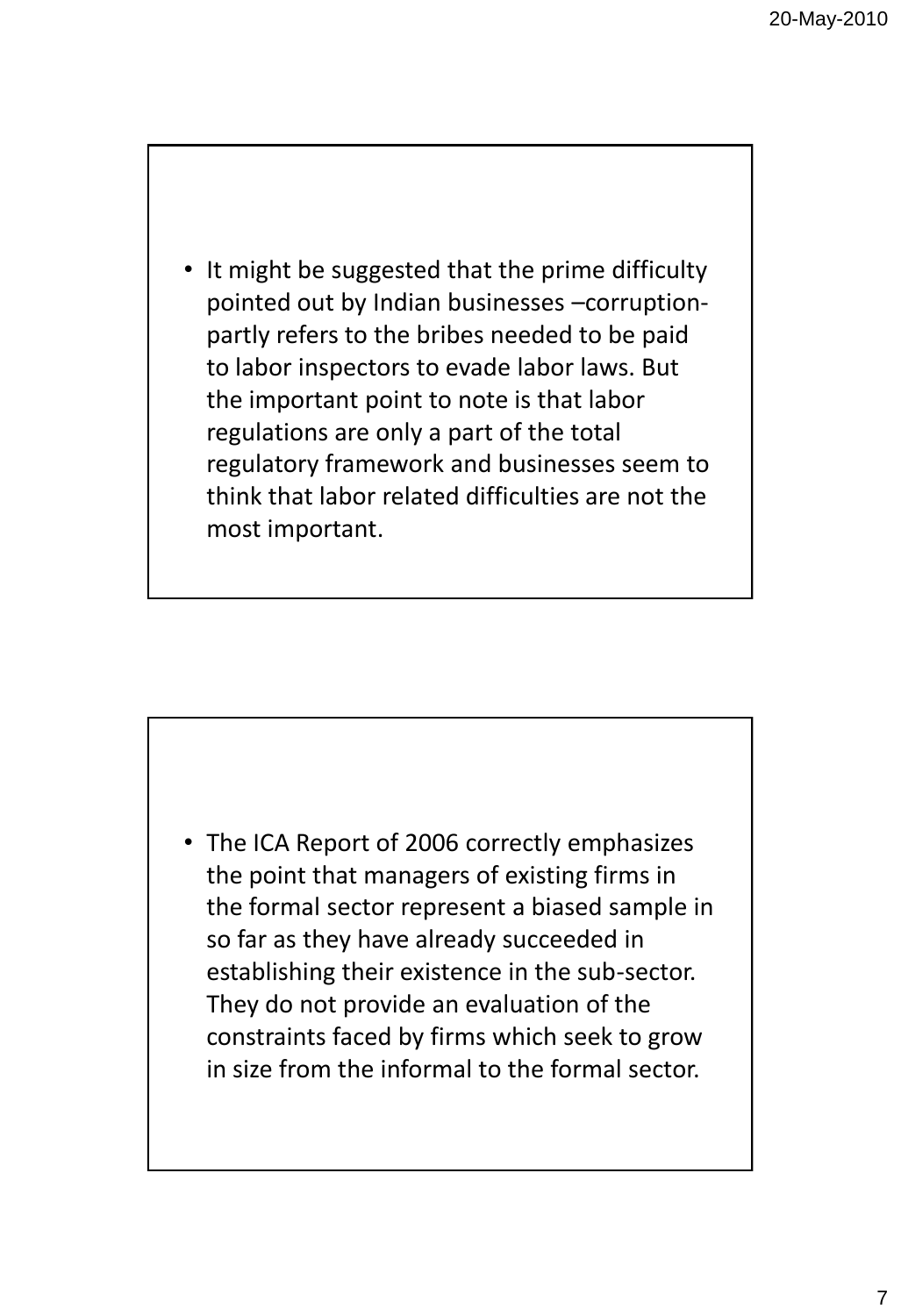- It might be suggested that the prime difficulty pointed out by Indian businesses –corruption- partly refers to the bribes needed to be paid to labor inspectors to evade labor laws. But the important point to note is that labor regulations are only a part of the total regulatory framework and businesses seem to think that labor related difficulties are not the most important.

- The ICA Report of 2006 correctly emphasizes the point that managers of existing firms in the formal sector represent a biased sample in so far as they have already succeeded in establishing their existence in the sub-sector. They do not provide an evaluation of the constraints faced by firms which seek to grow in size from the informal to the formal sector.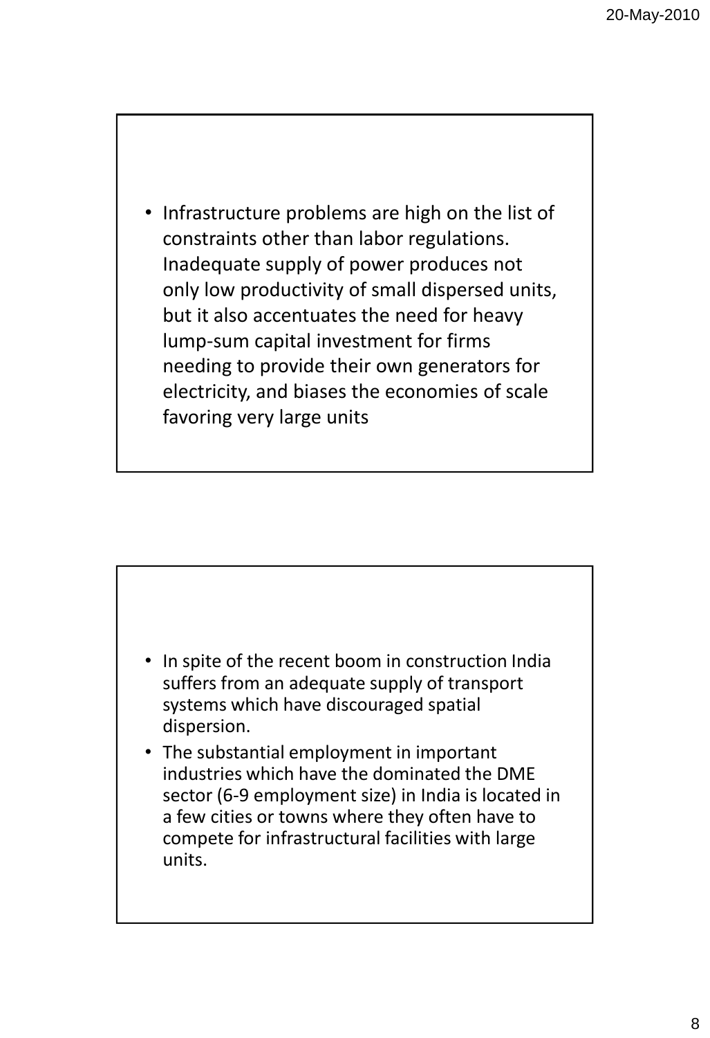- Infrastructure problems are high on the list of constraints other than labor regulations. Inadequate supply of power produces not only low productivity of small dispersed units, but it also accentuates the need for heavy lump-sum capital investment for firms needing to provide their own generators for electricity, and biases the economies of scale favoring very large units

- In spite of the recent boom in construction India suffers from an adequate supply of transport systems which have discouraged spatial dispersion.
- The substantial employment in important industries which have the dominated the DME sector (6-9 employment size) in India is located in a few cities or towns where they often have to compete for infrastructural facilities with large units.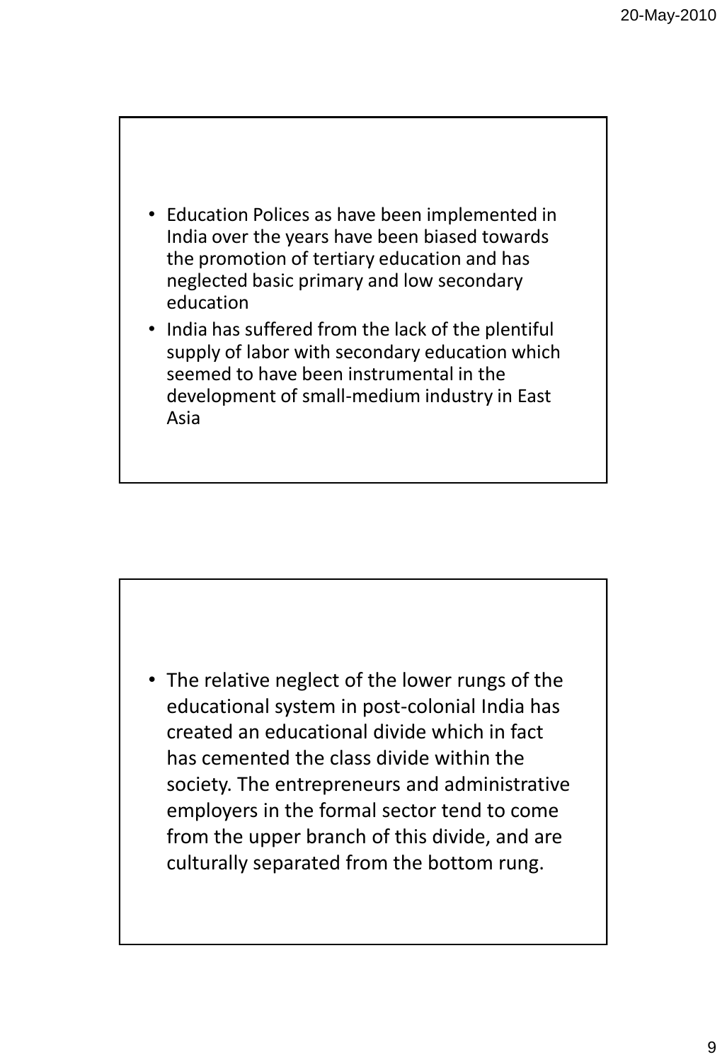- Education Polices as have been implemented in India over the years have been biased towards the promotion of tertiary education and has neglected basic primary and low secondary education
- India has suffered from the lack of the plentiful supply of labor with secondary education which seemed to have been instrumental in the development of small-medium industry in East Asia

- The relative neglect of the lower rungs of the educational system in post-colonial India has created an educational divide which in fact has cemented the class divide within the society. The entrepreneurs and administrative employers in the formal sector tend to come from the upper branch of this divide, and are culturally separated from the bottom rung.